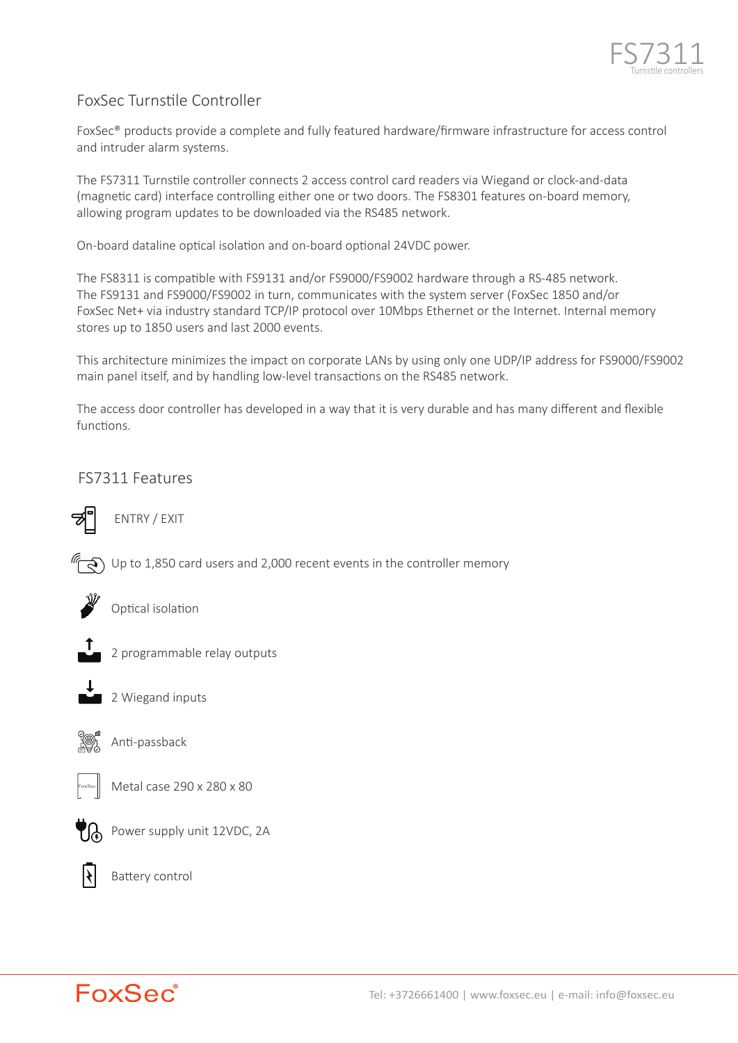# FS7311

Turnstile controllers

## FoxSec Turnstile Controller

FoxSec® products provide a complete and fully featured hardware/firmware infrastructure for access control and intruder alarm systems.

The FS7311 Turnstile controller connects 2 access control card readers via Wiegand or clock-and-data (magnetic card) interface controlling either one or two doors. The FS8301 features on-board memory, allowing program updates to be downloaded via the RS485 network.

On-board dataline optical isolation and on-board optional 24VDC power.

The FS8311 is compatible with FS9131 and/or FS9000/FS9002 hardware through a RS-485 network. The FS9131 and FS9000/FS9002 in turn, communicates with the system server (FoxSec 1850 and/or FoxSec Net+ via industry standard TCP/IP protocol over 10Mbps Ethernet or the Internet. Internal memory stores up to 1850 users and last 2000 events.

This architecture minimizes the impact on corporate LANs by using only one UDP/IP address for FS9000/FS9002 main panel itself, and by handling low-level transactions on the RS485 network.

The access door controller has developed in a way that it is very durable and has many different and flexible functions.

## FS7311 Features

- ENTRY / EXIT
- Up to 1,850 card users and 2,000 recent events in the controller memory
- Optical isolation
- 2 programmable relay outputs
- 2 Wiegand inputs
- Anti-passback
- Metal case 290 x 280 x 80
- Power supply unit 12VDC, 2A
- Battery control

FoxSec®

Tel: +3726661400 | www.foxsec.eu | e-mail: info@foxsec.eu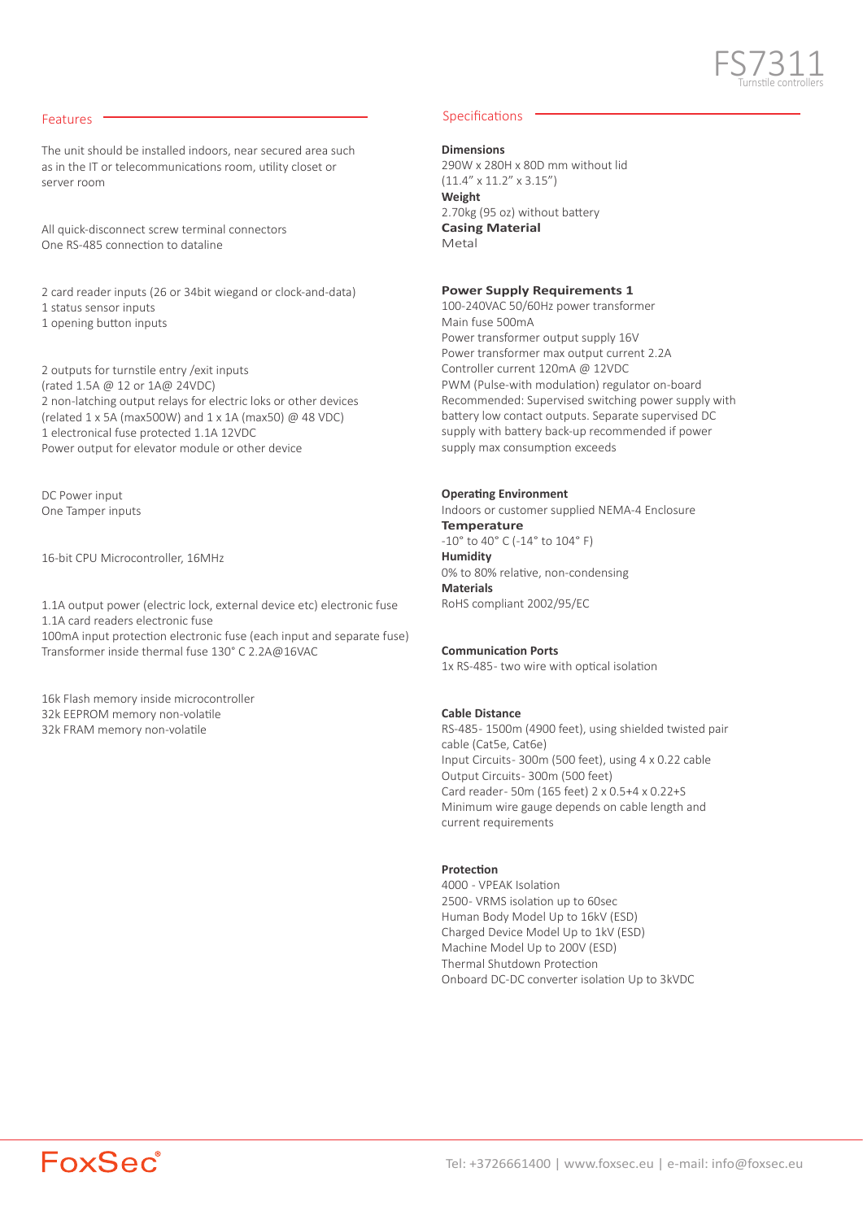# FS7311

Turnstile controllers

## Features

The unit should be installed indoors, near secured area such as in the IT or telecommunications room, utility closet or server room

All quick-disconnect screw terminal connectors
One RS-485 connection to dataline

2 card reader inputs (26 or 34bit wiegand or clock-and-data)
1 status sensor inputs
1 opening button inputs

2 outputs for turnstile entry /exit inputs
(rated 1.5A @ 12 or 1A@ 24VDC)
2 non-latching output relays for electric loks or other devices
(related 1 x 5A (max500W) and 1 x 1A (max50) @ 48 VDC)
1 electronical fuse protected 1.1A 12VDC
Power output for elevator module or other device

DC Power input
One Tamper inputs

16-bit CPU Microcontroller, 16MHz

1.1A output power (electric lock, external device etc) electronic fuse
1.1A card readers electronic fuse
100mA input protection electronic fuse (each input and separate fuse)
Transformer inside thermal fuse 130° C 2.2A@16VAC

16k Flash memory inside microcontroller
32k EEPROM memory non-volatile
32k FRAM memory non-volatile

## Specifications

**Dimensions**
290W x 280H x 80D mm without lid
(11.4" x 11.2" x 3.15")
**Weight**
2.70kg (95 oz) without battery
**Casing Material**
Metal

**Power Supply Requirements 1**
100-240VAC 50/60Hz power transformer
Main fuse 500mA
Power transformer output supply 16V
Power transformer max output current 2.2A
Controller current 120mA @ 12VDC
PWM (Pulse-with modulation) regulator on-board
Recommended: Supervised switching power supply with battery low contact outputs. Separate supervised DC supply with battery back-up recommended if power supply max consumption exceeds

**Operating Environment**
Indoors or customer supplied NEMA-4 Enclosure
**Temperature**
-10° to 40° C (-14° to 104° F)
**Humidity**
0% to 80% relative, non-condensing
**Materials**
RoHS compliant 2002/95/EC

**Communication Ports**
1x RS-485- two wire with optical isolation

**Cable Distance**
RS-485- 1500m (4900 feet), using shielded twisted pair cable (Cat5e, Cat6e)
Input Circuits- 300m (500 feet), using 4 x 0.22 cable
Output Circuits- 300m (500 feet)
Card reader- 50m (165 feet) 2 x 0.5+4 x 0.22+S
Minimum wire gauge depends on cable length and current requirements

**Protection**
4000 - VPEAK Isolation
2500- VRMS isolation up to 60sec
Human Body Model Up to 16kV (ESD)
Charged Device Model Up to 1kV (ESD)
Machine Model Up to 200V (ESD)
Thermal Shutdown Protection
Onboard DC-DC converter isolation Up to 3kVDC

FoxSec®

Tel: +3726661400 | www.foxsec.eu | e-mail: info@foxsec.eu